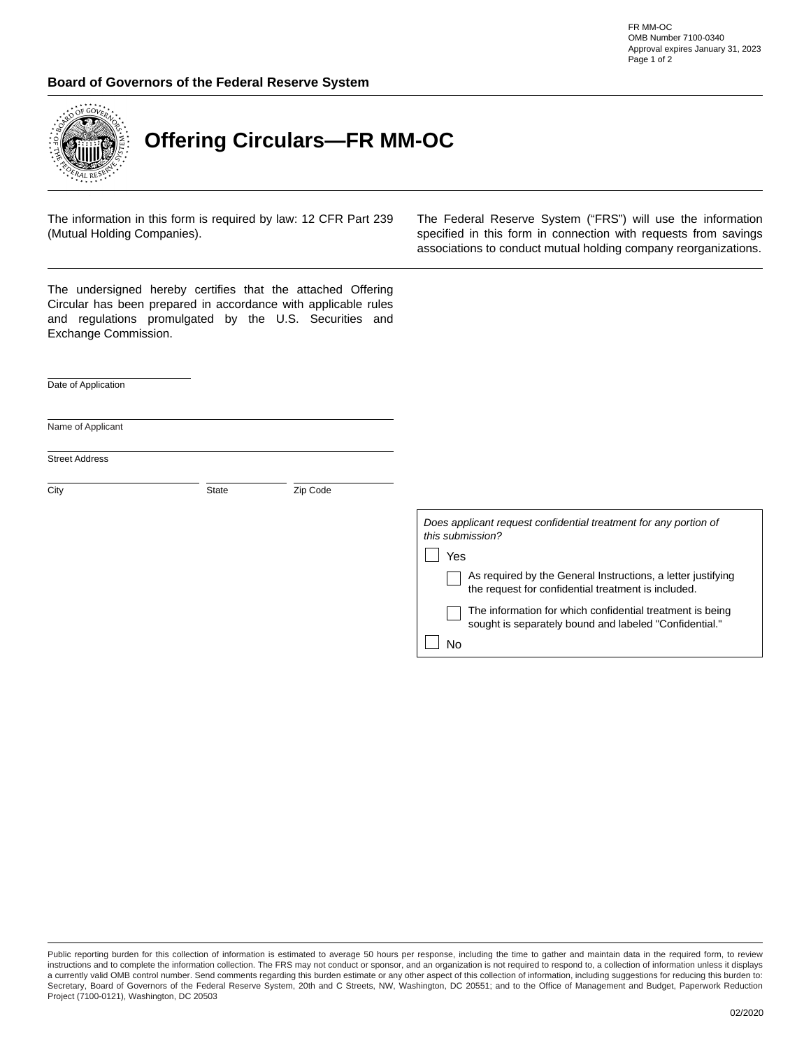FR MM-OC
OMB Number 7100-0340
Approval expires January 31, 2023

**Board of Governors of the Federal Reserve System**

# Offering Circulars—FR MM-OC

The information in this form is required by law: 12 CFR Part 239 (Mutual Holding Companies).

The Federal Reserve System ("FRS") will use the information specified in this form in connection with requests from savings associations to conduct mutual holding company reorganizations.

The undersigned hereby certifies that the attached Offering Circular has been prepared in accordance with applicable rules and regulations promulgated by the U.S. Securities and Exchange Commission.

________________________
Date of Application

________________________
Name of Applicant

________________________
Street Address

________________________ ________________ ________________
City State Zip Code

*Does applicant request confidential treatment for any portion of this submission?*

- ☐ Yes
  - ☐ As required by the General Instructions, a letter justifying the request for confidential treatment is included.
  - ☐ The information for which confidential treatment is being sought is separately bound and labeled "Confidential."
- ☐ No

Public reporting burden for this collection of information is estimated to average 50 hours per response, including the time to gather and maintain data in the required form, to review instructions and to complete the information collection. The FRS may not conduct or sponsor, and an organization is not required to respond to, a collection of information unless it displays a currently valid OMB control number. Send comments regarding this burden estimate or any other aspect of this collection of information, including suggestions for reducing this burden to: Secretary, Board of Governors of the Federal Reserve System, 20th and C Streets, NW, Washington, DC 20551; and to the Office of Management and Budget, Paperwork Reduction Project (7100-0121), Washington, DC 20503

02/2020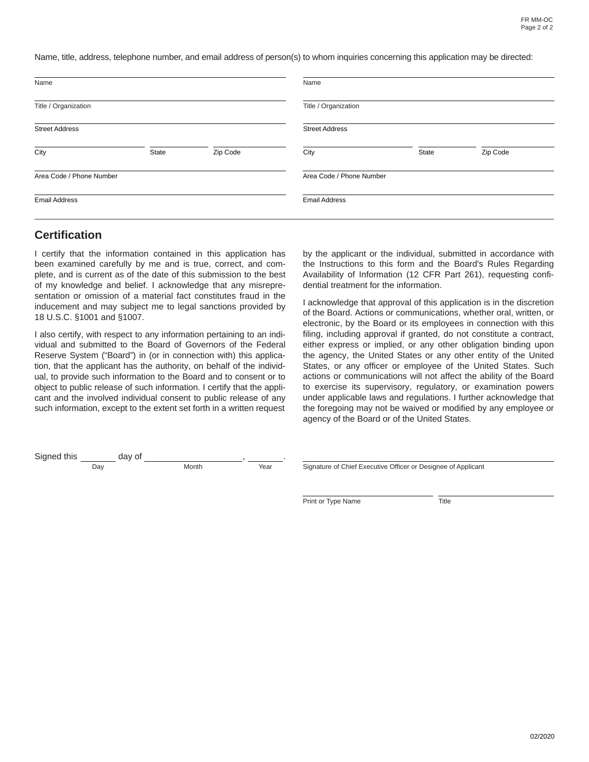Name, title, address, telephone number, and email address of person(s) to whom inquiries concerning this application may be directed:

| | |
|---|---|
| Name | Name |
| Title / Organization | Title / Organization |
| Street Address | Street Address |
| City / State / Zip Code | City / State / Zip Code |
| Area Code / Phone Number | Area Code / Phone Number |
| Email Address | Email Address |

## Certification

I certify that the information contained in this application has been examined carefully by me and is true, correct, and complete, and is current as of the date of this submission to the best of my knowledge and belief. I acknowledge that any misrepresentation or omission of a material fact constitutes fraud in the inducement and may subject me to legal sanctions provided by 18 U.S.C. §1001 and §1007.

I also certify, with respect to any information pertaining to an individual and submitted to the Board of Governors of the Federal Reserve System ("Board") in (or in connection with) this application, that the applicant has the authority, on behalf of the individual, to provide such information to the Board and to consent or to object to public release of such information. I certify that the applicant and the involved individual consent to public release of any such information, except to the extent set forth in a written request by the applicant or the individual, submitted in accordance with the Instructions to this form and the Board's Rules Regarding Availability of Information (12 CFR Part 261), requesting confidential treatment for the information.

I acknowledge that approval of this application is in the discretion of the Board. Actions or communications, whether oral, written, or electronic, by the Board or its employees in connection with this filing, including approval if granted, do not constitute a contract, either express or implied, or any other obligation binding upon the agency, the United States or any other entity of the United States, or any officer or employee of the United States. Such actions or communications will not affect the ability of the Board to exercise its supervisory, regulatory, or examination powers under applicable laws and regulations. I further acknowledge that the foregoing may not be waived or modified by any employee or agency of the Board or of the United States.

Signed this ________ day of ____________________, ________.
(Day) (Month) (Year)

______________________________
Signature of Chief Executive Officer or Designee of Applicant

______________________________ ______________________________
Print or Type Name Title

02/2020